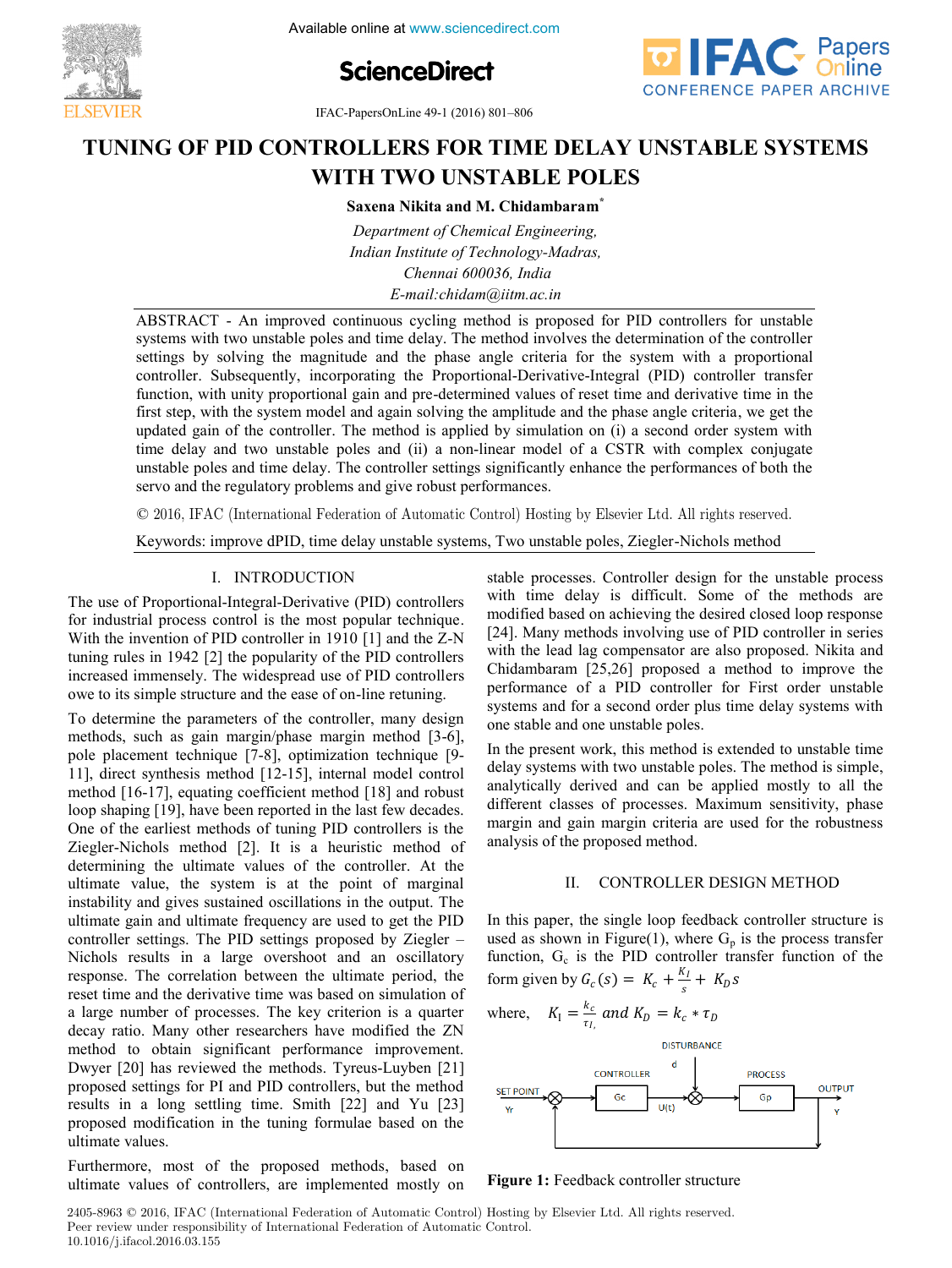# TUNING OF PID CONTROLLERS FOR TIME DELAY UNSTABLE SYSTEMS WITH TWO UNSTABLE POLES

**Saxena Nikita and M. Chidambaram***

*Department of Chemical Engineering,*
*Indian Institute of Technology-Madras,*
*Chennai 600036, India*
*E-mail:chidam@iitm.ac.in*

ABSTRACT - An improved continuous cycling method is proposed for PID controllers for unstable systems with two unstable poles and time delay. The method involves the determination of the controller settings by solving the magnitude and the phase angle criteria for the system with a proportional controller. Subsequently, incorporating the Proportional-Derivative-Integral (PID) controller transfer function, with unity proportional gain and pre-determined values of reset time and derivative time in the first step, with the system model and again solving the amplitude and the phase angle criteria, we get the updated gain of the controller. The method is applied by simulation on (i) a second order system with time delay and two unstable poles and (ii) a non-linear model of a CSTR with complex conjugate unstable poles and time delay. The controller settings significantly enhance the performances of both the servo and the regulatory problems and give robust performances.

© 2016, IFAC (International Federation of Automatic Control) Hosting by Elsevier Ltd. All rights reserved.

Keywords: improve dPID, time delay unstable systems, Two unstable poles, Ziegler-Nichols method

## I. INTRODUCTION

The use of Proportional-Integral-Derivative (PID) controllers for industrial process control is the most popular technique. With the invention of PID controller in 1910 [1] and the Z-N tuning rules in 1942 [2] the popularity of the PID controllers increased immensely. The widespread use of PID controllers owe to its simple structure and the ease of on-line retuning.

To determine the parameters of the controller, many design methods, such as gain margin/phase margin method [3-6], pole placement technique [7-8], optimization technique [9-11], direct synthesis method [12-15], internal model control method [16-17], equating coefficient method [18] and robust loop shaping [19], have been reported in the last few decades. One of the earliest methods of tuning PID controllers is the Ziegler-Nichols method [2]. It is a heuristic method of determining the ultimate values of the controller. At the ultimate value, the system is at the point of marginal instability and gives sustained oscillations in the output. The ultimate gain and ultimate frequency are used to get the PID controller settings. The PID settings proposed by Ziegler – Nichols results in a large overshoot and an oscillatory response. The correlation between the ultimate period, the reset time and the derivative time was based on simulation of a large number of processes. The key criterion is a quarter decay ratio. Many other researchers have modified the ZN method to obtain significant performance improvement. Dwyer [20] has reviewed the methods. Tyreus-Luyben [21] proposed settings for PI and PID controllers, but the method results in a long settling time. Smith [22] and Yu [23] proposed modification in the tuning formulae based on the ultimate values.

Furthermore, most of the proposed methods, based on ultimate values of controllers, are implemented mostly on stable processes. Controller design for the unstable process with time delay is difficult. Some of the methods are modified based on achieving the desired closed loop response [24]. Many methods involving use of PID controller in series with the lead lag compensator are also proposed. Nikita and Chidambaram [25,26] proposed a method to improve the performance of a PID controller for First order unstable systems and for a second order plus time delay systems with one stable and one unstable poles.

In the present work, this method is extended to unstable time delay systems with two unstable poles. The method is simple, analytically derived and can be applied mostly to all the different classes of processes. Maximum sensitivity, phase margin and gain margin criteria are used for the robustness analysis of the proposed method.

## II. CONTROLLER DESIGN METHOD

In this paper, the single loop feedback controller structure is used as shown in Figure(1), where $G_p$ is the process transfer function, $G_c$ is the PID controller transfer function of the form given by $G_c(s) = K_c + \frac{K_I}{s} + K_D s$

where, $K_I = \frac{k_c}{\tau_{I,}}$ and $K_D = k_c * \tau_D$

**Figure 1:** Feedback controller structure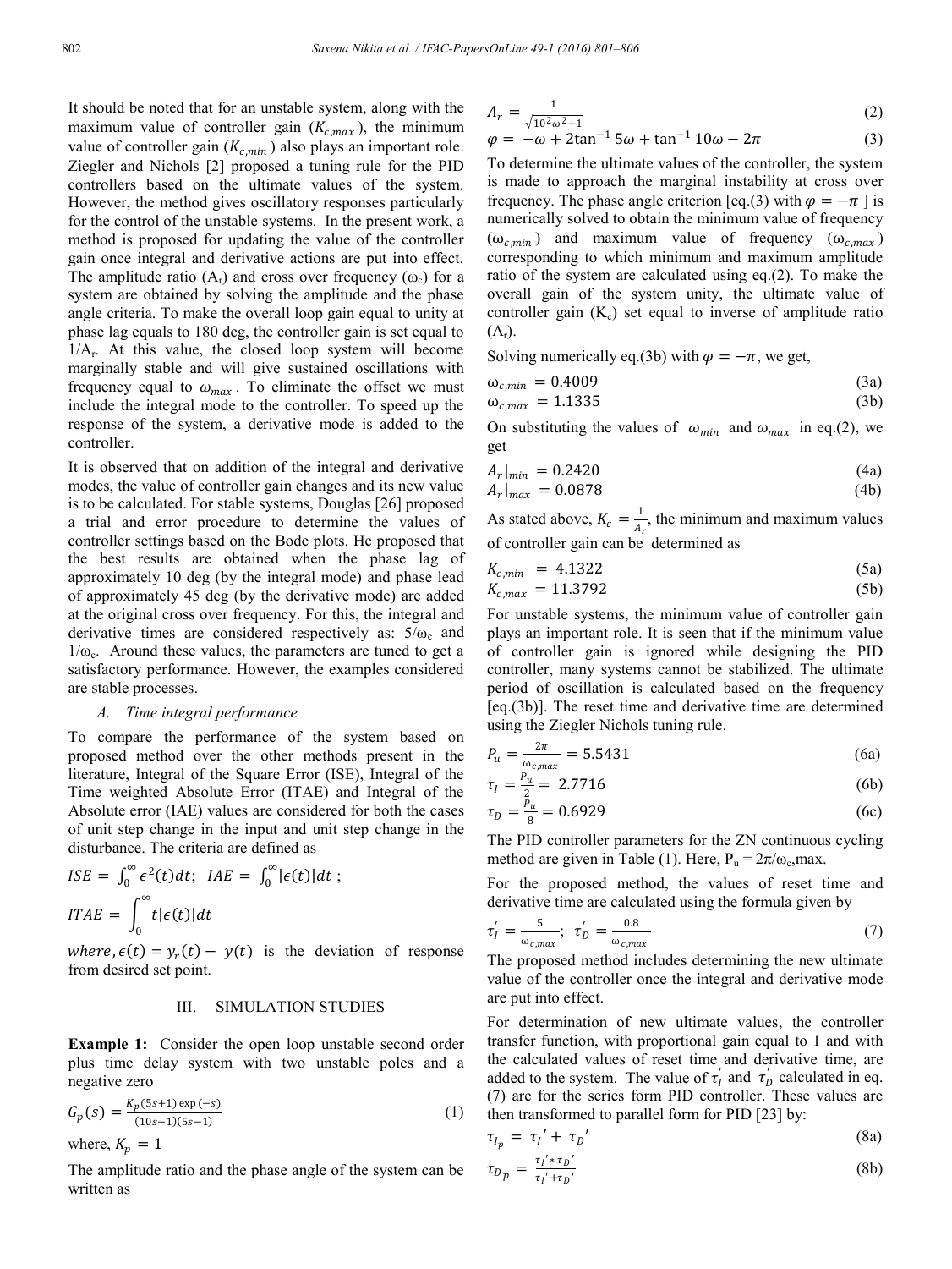It should be noted that for an unstable system, along with the maximum value of controller gain ($K_{c,max}$), the minimum value of controller gain ($K_{c,min}$) also plays an important role. Ziegler and Nichols [2] proposed a tuning rule for the PID controllers based on the ultimate values of the system. However, the method gives oscillatory responses particularly for the control of the unstable systems. In the present work, a method is proposed for updating the value of the controller gain once integral and derivative actions are put into effect. The amplitude ratio ($A_r$) and cross over frequency ($\omega_c$) for a system are obtained by solving the amplitude and the phase angle criteria. To make the overall loop gain equal to unity at phase lag equals to 180 deg, the controller gain is set equal to $1/A_r$. At this value, the closed loop system will become marginally stable and will give sustained oscillations with frequency equal to $\omega_{max}$. To eliminate the offset we must include the integral mode to the controller. To speed up the response of the system, a derivative mode is added to the controller.

It is observed that on addition of the integral and derivative modes, the value of controller gain changes and its new value is to be calculated. For stable systems, Douglas [26] proposed a trial and error procedure to determine the values of controller settings based on the Bode plots. He proposed that the best results are obtained when the phase lag of approximately 10 deg (by the integral mode) and phase lead of approximately 45 deg (by the derivative mode) are added at the original cross over frequency. For this, the integral and derivative times are considered respectively as: $5/\omega_c$ and $1/\omega_c$. Around these values, the parameters are tuned to get a satisfactory performance. However, the examples considered are stable processes.

### A. Time integral performance

To compare the performance of the system based on proposed method over the other methods present in the literature, Integral of the Square Error (ISE), Integral of the Time weighted Absolute Error (ITAE) and Integral of the Absolute error (IAE) values are considered for both the cases of unit step change in the input and unit step change in the disturbance. The criteria are defined as

$$ISE = \int_0^\infty \epsilon^2(t)dt; \; IAE = \int_0^\infty |\epsilon(t)|dt \;;$$

$$ITAE = \int_0^\infty t|\epsilon(t)|dt$$

$where, \epsilon(t) = y_r(t) - y(t)$ is the deviation of response from desired set point.

## III. SIMULATION STUDIES

**Example 1:** Consider the open loop unstable second order plus time delay system with two unstable poles and a negative zero

$$G_p(s) = \frac{K_p(5s+1)\exp(-s)}{(10s-1)(5s-1)} \tag{1}$$

where, $K_p = 1$

The amplitude ratio and the phase angle of the system can be written as

$$A_r = \frac{1}{\sqrt{10^2\omega^2+1}} \tag{2}$$

$$\varphi = -\omega + 2\tan^{-1}5\omega + \tan^{-1}10\omega - 2\pi \tag{3}$$

To determine the ultimate values of the controller, the system is made to approach the marginal instability at cross over frequency. The phase angle criterion [eq.(3) with $\varphi = -\pi$ ] is numerically solved to obtain the minimum value of frequency ($\omega_{c,min}$) and maximum value of frequency ($\omega_{c,max}$) corresponding to which minimum and maximum amplitude ratio of the system are calculated using eq.(2). To make the overall gain of the system unity, the ultimate value of controller gain ($K_c$) set equal to inverse of amplitude ratio ($A_r$).

Solving numerically eq.(3b) with $\varphi = -\pi$, we get,

$$\omega_{c,min} = 0.4009 \tag{3a}$$

$$\omega_{c,max} = 1.1335 \tag{3b}$$

On substituting the values of $\omega_{min}$ and $\omega_{max}$ in eq.(2), we get

$$A_r|_{min} = 0.2420 \tag{4a}$$

$$A_r|_{max} = 0.0878 \tag{4b}$$

As stated above, $K_c = \frac{1}{A_r}$, the minimum and maximum values of controller gain can be determined as

$$K_{c,min} = 4.1322 \tag{5a}$$

$$K_{c,max} = 11.3792 \tag{5b}$$

For unstable systems, the minimum value of controller gain plays an important role. It is seen that if the minimum value of controller gain is ignored while designing the PID controller, many systems cannot be stabilized. The ultimate period of oscillation is calculated based on the frequency [eq.(3b)]. The reset time and derivative time are determined using the Ziegler Nichols tuning rule.

$$P_u = \frac{2\pi}{\omega_{c,max}} = 5.5431 \tag{6a}$$

$$\tau_I = \frac{P_u}{2} = 2.7716 \tag{6b}$$

$$\tau_D = \frac{P_u}{8} = 0.6929 \tag{6c}$$

The PID controller parameters for the ZN continuous cycling method are given in Table (1). Here, $P_u = 2\pi/\omega_{c,max}$.

For the proposed method, the values of reset time and derivative time are calculated using the formula given by

$$\tau_I' = \frac{5}{\omega_{c,max}}; \; \tau_D' = \frac{0.8}{\omega_{c,max}} \tag{7}$$

The proposed method includes determining the new ultimate value of the controller once the integral and derivative mode are put into effect.

For determination of new ultimate values, the controller transfer function, with proportional gain equal to 1 and with the calculated values of reset time and derivative time, are added to the system. The value of $\tau_I'$ and $\tau_D'$ calculated in eq. (7) are for the series form PID controller. These values are then transformed to parallel form for PID [23] by:

$$\tau_{I_p} = \tau_I' + \tau_D' \tag{8a}$$

$$\tau_{D_p} = \frac{\tau_I' * \tau_D'}{\tau_I' + \tau_D'} \tag{8b}$$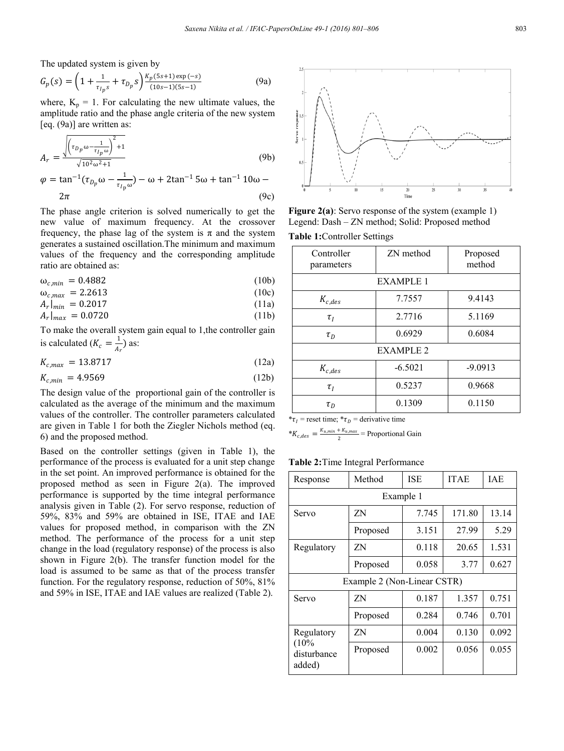The updated system is given by

$$G_p(s) = \left(1 + \frac{1}{\tau_{I_p} s} + \tau_{D_p} s\right) \frac{K_p (5s+1) \exp(-s)}{(10s-1)(5s-1)} \tag{9a}$$

where, $K_p = 1$. For calculating the new ultimate values, the amplitude ratio and the phase angle criteria of the new system [eq. (9a)] are written as:

$$A_r = \frac{\sqrt{\left(\tau_{D_p}\omega - \frac{1}{\tau_{I_p}\omega}\right)^2 + 1}}{\sqrt{10^2\omega^2 + 1}} \tag{9b}$$

$$\varphi = \tan^{-1}\left(\tau_{D_p}\omega - \frac{1}{\tau_{I_p}\omega}\right) - \omega + 2\tan^{-1} 5\omega + \tan^{-1} 10\omega - 2\pi \tag{9c}$$

The phase angle criterion is solved numerically to get the new value of maximum frequency. At the crossover frequency, the phase lag of the system is $\pi$ and the system generates a sustained oscillation.The minimum and maximum values of the frequency and the corresponding amplitude ratio are obtained as:

$$\omega_{c,min} = 0.4882 \tag{10b}$$

$$\omega_{c,max} = 2.2613 \tag{10c}$$

$$A_r|_{min} = 0.2017 \tag{11a}$$

$$A_r|_{max} = 0.0720 \tag{11b}$$

To make the overall system gain equal to 1,the controller gain is calculated ($K_c = \frac{1}{A_r}$) as:

$$K_{c,max} = 13.8717 \tag{12a}$$

$$K_{c,min} = 4.9569 \tag{12b}$$

The design value of the proportional gain of the controller is calculated as the average of the minimum and the maximum values of the controller. The controller parameters calculated are given in Table 1 for both the Ziegler Nichols method (eq. 6) and the proposed method.

Based on the controller settings (given in Table 1), the performance of the process is evaluated for a unit step change in the set point. An improved performance is obtained for the proposed method as seen in Figure 2(a). The improved performance is supported by the time integral performance analysis given in Table (2). For servo response, reduction of 59%, 83% and 59% are obtained in ISE, ITAE and IAE values for proposed method, in comparison with the ZN method. The performance of the process for a unit step change in the load (regulatory response) of the process is also shown in Figure 2(b). The transfer function model for the load is assumed to be same as that of the process transfer function. For the regulatory response, reduction of 50%, 81% and 59% in ISE, ITAE and IAE values are realized (Table 2).

**Figure 2(a)**: Servo response of the system (example 1)
Legend: Dash – ZN method; Solid: Proposed method

**Table 1:**Controller Settings

| Controller parameters | ZN method | Proposed method |
|---|---|---|
| EXAMPLE 1 | | |
| $K_{c,des}$ | 7.7557 | 9.4143 |
| $\tau_I$ | 2.7716 | 5.1169 |
| $\tau_D$ | 0.6929 | 0.6084 |
| EXAMPLE 2 | | |
| $K_{c,des}$ | -6.5021 | -9.0913 |
| $\tau_I$ | 0.5237 | 0.9668 |
| $\tau_D$ | 0.1309 | 0.1150 |

*$\tau_I$ = reset time; *$\tau_D$ = derivative time

*$K_{c,des} = \frac{K_{u,min} + K_{u,max}}{2}$ = Proportional Gain

**Table 2:**Time Integral Performance

| Response | Method | ISE | ITAE | IAE |
|---|---|---|---|---|
| Example 1 | | | | |
| Servo | ZN | 7.745 | 171.80 | 13.14 |
| | Proposed | 3.151 | 27.99 | 5.29 |
| Regulatory | ZN | 0.118 | 20.65 | 1.531 |
| | Proposed | 0.058 | 3.77 | 0.627 |
| Example 2 (Non-Linear CSTR) | | | | |
| Servo | ZN | 0.187 | 1.357 | 0.751 |
| | Proposed | 0.284 | 0.746 | 0.701 |
| Regulatory (10% disturbance added) | ZN | 0.004 | 0.130 | 0.092 |
| | Proposed | 0.002 | 0.056 | 0.055 |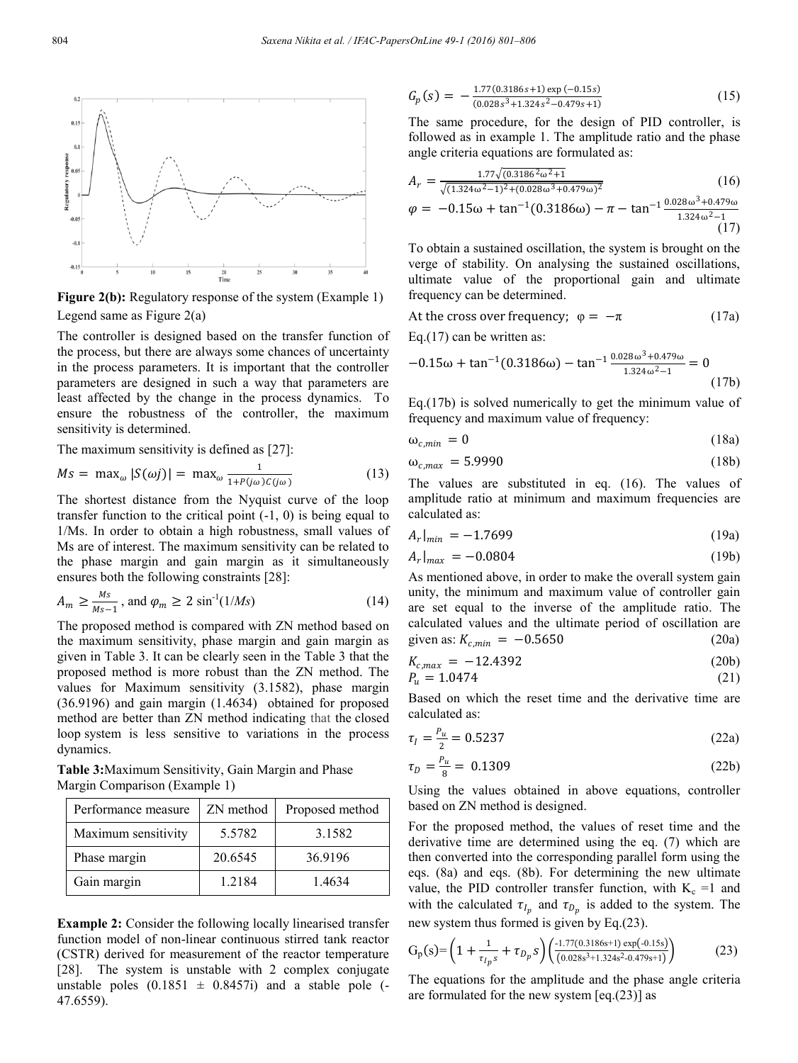**Figure 2(b):** Regulatory response of the system (Example 1)
Legend same as Figure 2(a)

The controller is designed based on the transfer function of the process, but there are always some chances of uncertainty in the process parameters. It is important that the controller parameters are designed in such a way that parameters are least affected by the change in the process dynamics. To ensure the robustness of the controller, the maximum sensitivity is determined.

The maximum sensitivity is defined as [27]:

$$Ms = \max_{\omega} |S(\omega j)| = \max_{\omega} \frac{1}{1+P(j\omega)C(j\omega)} \tag{13}$$

The shortest distance from the Nyquist curve of the loop transfer function to the critical point (-1, 0) is being equal to 1/Ms. In order to obtain a high robustness, small values of Ms are of interest. The maximum sensitivity can be related to the phase margin and gain margin as it simultaneously ensures both the following constraints [28]:

$$A_m \geq \frac{Ms}{Ms-1}, \text{ and } \varphi_m \geq 2\sin^{-1}(1/Ms) \tag{14}$$

The proposed method is compared with ZN method based on the maximum sensitivity, phase margin and gain margin as given in Table 3. It can be clearly seen in the Table 3 that the proposed method is more robust than the ZN method. The values for Maximum sensitivity (3.1582), phase margin (36.9196) and gain margin (1.4634) obtained for proposed method are better than ZN method indicating that the closed loop system is less sensitive to variations in the process dynamics.

**Table 3:** Maximum Sensitivity, Gain Margin and Phase Margin Comparison (Example 1)

| Performance measure | ZN method | Proposed method |
|---|---|---|
| Maximum sensitivity | 5.5782 | 3.1582 |
| Phase margin | 20.6545 | 36.9196 |
| Gain margin | 1.2184 | 1.4634 |

**Example 2:** Consider the following locally linearised transfer function model of non-linear continuous stirred tank reactor (CSTR) derived for measurement of the reactor temperature [28]. The system is unstable with 2 complex conjugate unstable poles (0.1851 ± 0.8457i) and a stable pole (-47.6559).

$$G_p(s) = -\frac{1.77(0.3186s+1)\exp(-0.15s)}{(0.028s^3+1.324s^2-0.479s+1)} \tag{15}$$

The same procedure, for the design of PID controller, is followed as in example 1. The amplitude ratio and the phase angle criteria equations are formulated as:

$$A_r = \frac{1.77\sqrt{(0.3186^2\omega^2+1}}{\sqrt{(1.324\omega^2-1)^2+(0.028\omega^3+0.479\omega)^2}} \tag{16}$$

$$\varphi = -0.15\omega + \tan^{-1}(0.3186\omega) - \pi - \tan^{-1}\frac{0.028\omega^3+0.479\omega}{1.324\omega^2-1} \tag{17}$$

To obtain a sustained oscillation, the system is brought on the verge of stability. On analysing the sustained oscillations, ultimate value of the proportional gain and ultimate frequency can be determined.

At the cross over frequency; $\varphi = -\pi$ (17a)

Eq.(17) can be written as:

$$-0.15\omega + \tan^{-1}(0.3186\omega) - \tan^{-1}\frac{0.028\omega^3+0.479\omega}{1.324\omega^2-1} = 0 \tag{17b}$$

Eq.(17b) is solved numerically to get the minimum value of frequency and maximum value of frequency:

$$\omega_{c,min} = 0 \tag{18a}$$

$$\omega_{c,max} = 5.9990 \tag{18b}$$

The values are substituted in eq. (16). The values of amplitude ratio at minimum and maximum frequencies are calculated as:

$$A_r|_{min} = -1.7699 \tag{19a}$$

$$A_r|_{max} = -0.0804 \tag{19b}$$

As mentioned above, in order to make the overall system gain unity, the minimum and maximum value of controller gain are set equal to the inverse of the amplitude ratio. The calculated values and the ultimate period of oscillation are given as: $K_{c,min} = -0.5650$ (20a)

$$K_{c,max} = -12.4392 \tag{20b}$$

$$P_u = 1.0474 \tag{21}$$

Based on which the reset time and the derivative time are calculated as:

$$\tau_I = \frac{P_u}{2} = 0.5237 \tag{22a}$$

$$\tau_D = \frac{P_u}{8} = 0.1309 \tag{22b}$$

Using the values obtained in above equations, controller based on ZN method is designed.

For the proposed method, the values of reset time and the derivative time are determined using the eq. (7) which are then converted into the corresponding parallel form using the eqs. (8a) and eqs. (8b). For determining the new ultimate value, the PID controller transfer function, with $K_c = 1$ and with the calculated $\tau_{I_p}$ and $\tau_{D_p}$ is added to the system. The new system thus formed is given by Eq.(23).

$$G_p(s) = \left(1 + \frac{1}{\tau_{I_p}s} + \tau_{D_p}s\right)\left(\frac{-1.77(0.3186s+1)\exp(-0.15s)}{(0.028s^3+1.324s^2-0.479s+1)}\right) \tag{23}$$

The equations for the amplitude and the phase angle criteria are formulated for the new system [eq.(23)] as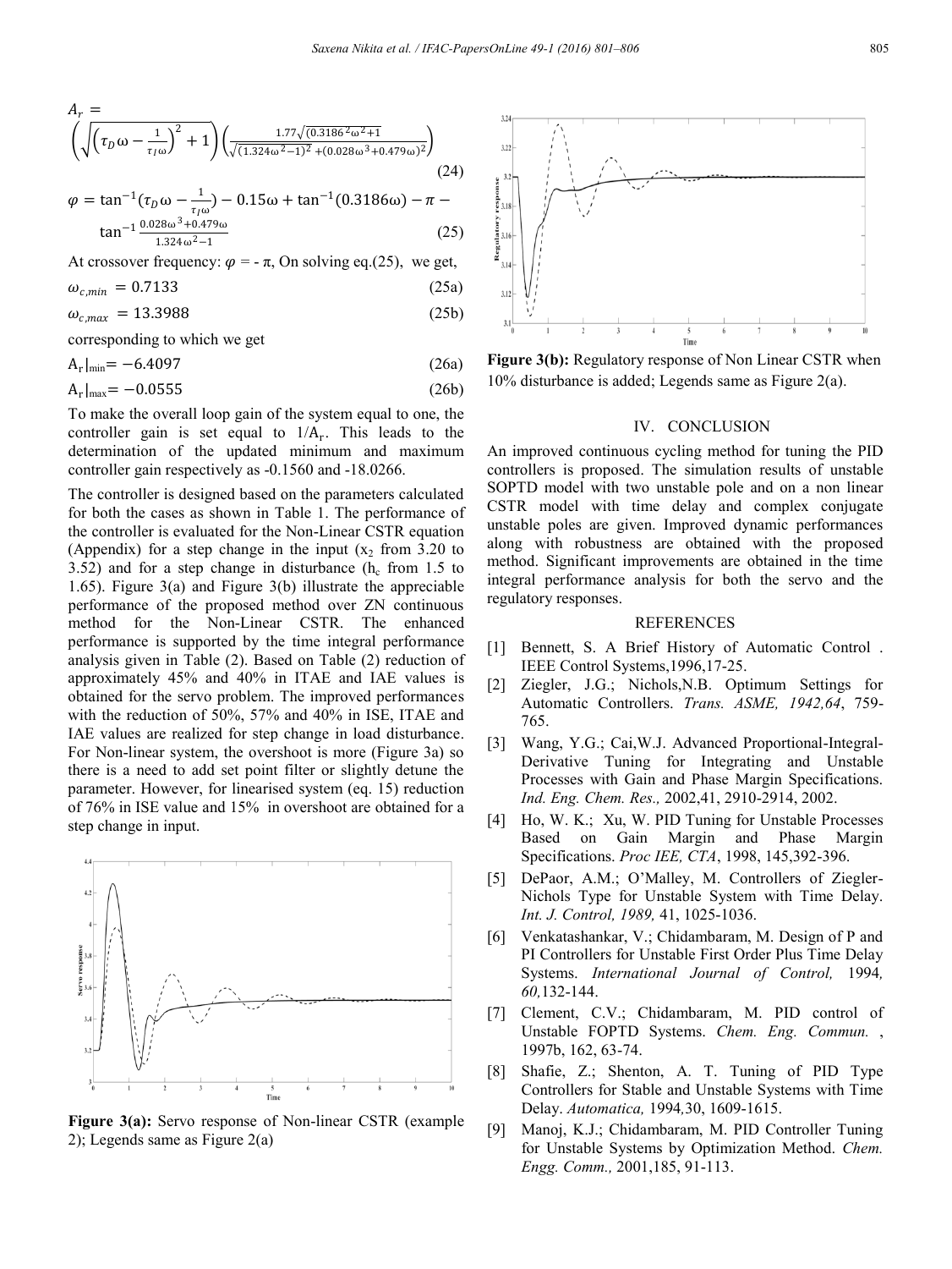$$A_r = \left(\sqrt{\left(\tau_D \omega - \frac{1}{\tau_I \omega}\right)^2 + 1}\right)\left(\frac{1.77\sqrt{(0.3186^2\omega^2+1}}{\sqrt{(1.324\omega^2-1)^2+(0.028\omega^3+0.479\omega)^2}}\right) \tag{24}$$

$$\varphi = \tan^{-1}(\tau_D\omega - \frac{1}{\tau_I\omega}) - 0.15\omega + \tan^{-1}(0.3186\omega) - \pi - \tan^{-1}\frac{0.028\omega^3+0.479\omega}{1.324\omega^2-1} \tag{25}$$

At crossover frequency: $\varphi = -\pi$, On solving eq.(25), we get,

$$\omega_{c,min} = 0.7133 \tag{25a}$$

$$\omega_{c,max} = 13.3988 \tag{25b}$$

corresponding to which we get

$$A_r|_{min} = -6.4097 \tag{26a}$$

$$A_r|_{max} = -0.0555 \tag{26b}$$

To make the overall loop gain of the system equal to one, the controller gain is set equal to $1/A_r$. This leads to the determination of the updated minimum and maximum controller gain respectively as -0.1560 and -18.0266.

The controller is designed based on the parameters calculated for both the cases as shown in Table 1. The performance of the controller is evaluated for the Non-Linear CSTR equation (Appendix) for a step change in the input ($x_2$ from 3.20 to 3.52) and for a step change in disturbance ($h_c$ from 1.5 to 1.65). Figure 3(a) and Figure 3(b) illustrate the appreciable performance of the proposed method over ZN continuous method for the Non-Linear CSTR. The enhanced performance is supported by the time integral performance analysis given in Table (2). Based on Table (2) reduction of approximately 45% and 40% in ITAE and IAE values is obtained for the servo problem. The improved performances with the reduction of 50%, 57% and 40% in ISE, ITAE and IAE values are realized for step change in load disturbance. For Non-linear system, the overshoot is more (Figure 3a) so there is a need to add set point filter or slightly detune the parameter. However, for linearised system (eq. 15) reduction of 76% in ISE value and 15% in overshoot are obtained for a step change in input.

**Figure 3(a):** Servo response of Non-linear CSTR (example 2); Legends same as Figure 2(a)

**Figure 3(b):** Regulatory response of Non Linear CSTR when 10% disturbance is added; Legends same as Figure 2(a).

## IV. CONCLUSION

An improved continuous cycling method for tuning the PID controllers is proposed. The simulation results of unstable SOPTD model with two unstable pole and on a non linear CSTR model with time delay and complex conjugate unstable poles are given. Improved dynamic performances along with robustness are obtained with the proposed method. Significant improvements are obtained in the time integral performance analysis for both the servo and the regulatory responses.

## REFERENCES

[1] Bennett, S. A Brief History of Automatic Control . IEEE Control Systems,1996,17-25.

[2] Ziegler, J.G.; Nichols,N.B. Optimum Settings for Automatic Controllers. *Trans. ASME, 1942,64*, 759-765.

[3] Wang, Y.G.; Cai,W.J. Advanced Proportional-Integral-Derivative Tuning for Integrating and Unstable Processes with Gain and Phase Margin Specifications. *Ind. Eng. Chem. Res.,* 2002,41, 2910-2914, 2002.

[4] Ho, W. K.; Xu, W. PID Tuning for Unstable Processes Based on Gain Margin and Phase Margin Specifications. *Proc IEE, CTA*, 1998, 145,392-396.

[5] DePaor, A.M.; O'Malley, M. Controllers of Ziegler-Nichols Type for Unstable System with Time Delay. *Int. J. Control, 1989,* 41, 1025-1036.

[6] Venkatashankar, V.; Chidambaram, M. Design of P and PI Controllers for Unstable First Order Plus Time Delay Systems. *International Journal of Control,* 1994*, 60,*132-144.

[7] Clement, C.V.; Chidambaram, M. PID control of Unstable FOPTD Systems. *Chem. Eng. Commun.* , 1997b, 162, 63-74.

[8] Shafie, Z.; Shenton, A. T. Tuning of PID Type Controllers for Stable and Unstable Systems with Time Delay. *Automatica,* 1994*,*30, 1609-1615.

[9] Manoj, K.J.; Chidambaram, M. PID Controller Tuning for Unstable Systems by Optimization Method. *Chem. Engg. Comm.,* 2001,185, 91-113.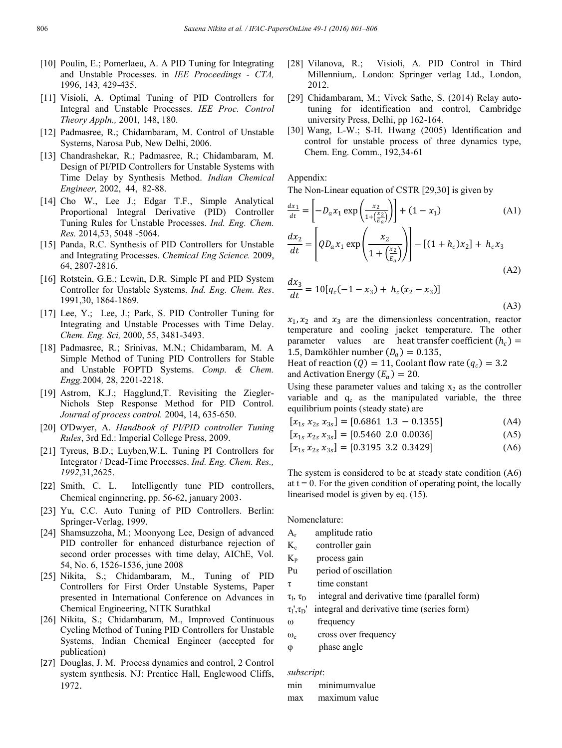[10] Poulin, E.; Pomerlaeu, A. A PID Tuning for Integrating and Unstable Processes. in *IEE Proceedings - CTA,* 1996, 143*,* 429-435.

[11] Visioli, A. Optimal Tuning of PID Controllers for Integral and Unstable Processes. *IEE Proc. Control Theory Appln.,* 2001*,* 148, 180.

[12] Padmasree, R.; Chidambaram, M. Control of Unstable Systems, Narosa Pub, New Delhi, 2006.

[13] Chandrashekar, R.; Padmasree, R.; Chidambaram, M. Design of PI/PID Controllers for Unstable Systems with Time Delay by Synthesis Method. *Indian Chemical Engineer,* 2002, 44, 82-88.

[14] Cho W., Lee J.; Edgar T.F., Simple Analytical Proportional Integral Derivative (PID) Controller Tuning Rules for Unstable Processes. *Ind. Eng. Chem. Res.* 2014,53, 5048 -5064.

[15] Panda, R.C. Synthesis of PID Controllers for Unstable and Integrating Processes. *Chemical Eng Science.* 2009, 64, 2807-2816.

[16] Rotstein, G.E.; Lewin, D.R. Simple PI and PID System Controller for Unstable Systems. *Ind. Eng. Chem. Res*. 1991,30, 1864-1869.

[17] Lee, Y.; Lee, J.; Park, S. PID Controller Tuning for Integrating and Unstable Processes with Time Delay. *Chem. Eng. Sci,* 2000, 55, 3481-3493.

[18] Padmasree, R.; Srinivas, M.N.; Chidambaram, M. A Simple Method of Tuning PID Controllers for Stable and Unstable FOPTD Systems. *Comp. & Chem. Engg.*2004*,* 28, 2201-2218.

[19] Astrom, K.J.; Hagglund,T. Revisiting the Ziegler-Nichols Step Response Method for PID Control. *Journal of process control.* 2004, 14, 635-650.

[20] O'Dwyer, A. *Handbook of PI/PID controller Tuning Rules*, 3rd Ed.: Imperial College Press, 2009.

[21] Tyreus, B.D.; Luyben,W.L. Tuning PI Controllers for Integrator / Dead-Time Processes. *Ind. Eng. Chem. Res., 1992*,31,2625.

[22] Smith, C. L. Intelligently tune PID controllers, Chemical enginnering, pp. 56-62, january 2003.

[23] Yu, C.C. Auto Tuning of PID Controllers. Berlin: Springer-Verlag, 1999.

[24] Shamsuzzoha, M.; Moonyong Lee, Design of advanced PID controller for enhanced disturbance rejection of second order processes with time delay, AIChE, Vol. 54, No. 6, 1526-1536, june 2008

[25] Nikita, S.; Chidambaram, M., Tuning of PID Controllers for First Order Unstable Systems, Paper presented in International Conference on Advances in Chemical Engineering, NITK Surathkal

[26] Nikita, S.; Chidambaram, M., Improved Continuous Cycling Method of Tuning PID Controllers for Unstable Systems, Indian Chemical Engineer (accepted for publication)

[27] Douglas, J. M. Process dynamics and control, 2 Control system synthesis. NJ: Prentice Hall, Englewood Cliffs, 1972.

[28] Vilanova, R.; Visioli, A. PID Control in Third Millennium,. London: Springer verlag Ltd., London, 2012.

[29] Chidambaram, M.; Vivek Sathe, S. (2014) Relay auto-tuning for identification and control, Cambridge university Press, Delhi, pp 162-164.

[30] Wang, L-W.; S-H. Hwang (2005) Identification and control for unstable process of three dynamics type, Chem. Eng. Comm., 192,34-61

Appendix:

The Non-Linear equation of CSTR [29,30] is given by

$$\frac{dx_1}{dt} = \left[-D_a x_1 \exp\left(\frac{x_2}{1+\left(\frac{x_2}{E_a}\right)}\right)\right] + (1 - x_1) \quad \text{(A1)}$$

$$\frac{dx_2}{dt} = \left[QD_a x_1 \exp\left(\frac{x_2}{1+\left(\frac{x_2}{E_a}\right)}\right)\right] - [(1+h_c)x_2] + h_c x_3 \quad \text{(A2)}$$

$$\frac{dx_3}{dt} = 10[q_c(-1 - x_3) + h_c(x_2 - x_3)] \quad \text{(A3)}$$

$x_1, x_2$ and $x_3$ are the dimensionless concentration, reactor temperature and cooling jacket temperature. The other parameter values are heat transfer coefficient $(h_c) = 1.5$, Damköhler number $(D_a) = 0.135$,
Heat of reaction $(Q) = 11$, Coolant flow rate $(q_c) = 3.2$ and Activation Energy $(E_a) = 20$.

Using these parameter values and taking $x_2$ as the controller variable and $q_c$ as the manipulated variable, the three equilibrium points (steady state) are

$$[x_{1s}\ x_{2s}\ x_{3s}] = [0.6861\ \ 1.3\ -0.1355] \quad \text{(A4)}$$

$$[x_{1s}\ x_{2s}\ x_{3s}] = [0.5460\ \ 2.0\ \ 0.0036] \quad \text{(A5)}$$

$$[x_{1s}\ x_{2s}\ x_{3s}] = [0.3195\ \ 3.2\ \ 0.3429] \quad \text{(A6)}$$

The system is considered to be at steady state condition (A6) at t = 0. For the given condition of operating point, the locally linearised model is given by eq. (15).

Nomenclature:

- $A_r$ amplitude ratio
- $K_c$ controller gain
- $K_P$ process gain
- Pu period of oscillation
- $\tau$ time constant
- $\tau_I$, $\tau_D$ integral and derivative time (parallel form)
- $\tau_I'$,$\tau_D'$ integral and derivative time (series form)
- $\omega$ frequency
- $\omega_c$ cross over frequency
- $\varphi$ phase angle

*subscript*:

- min minimumvalue
- max maximum value